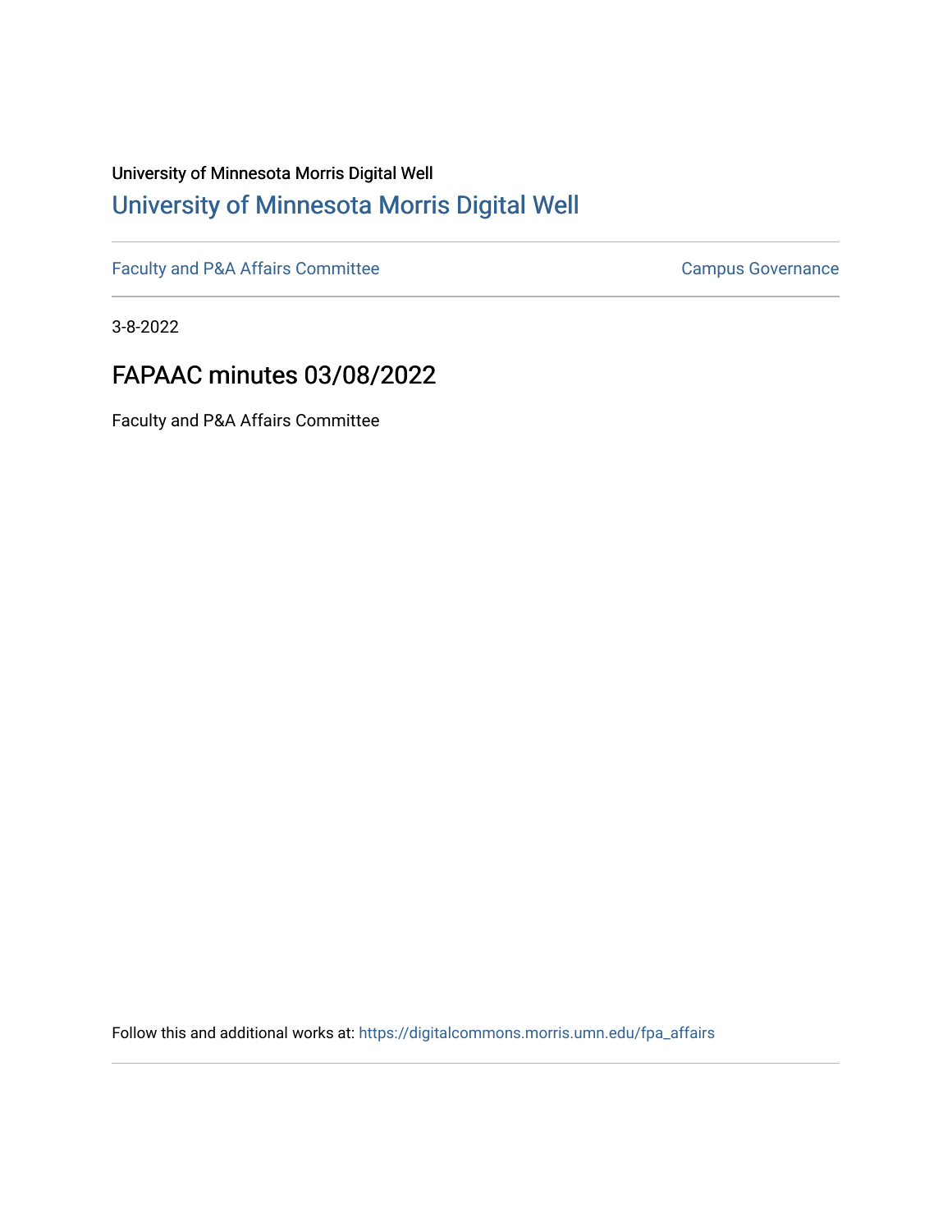University of Minnesota Morris Digital Well

[University of Minnesota Morris Digital Well](https://digitalcommons.morris.umn.edu)

---

Faculty and P&A Affairs Committee | Campus Governance

---

3-8-2022

## FAPAAC minutes 03/08/2022

Faculty and P&A Affairs Committee

Follow this and additional works at: https://digitalcommons.morris.umn.edu/fpa_affairs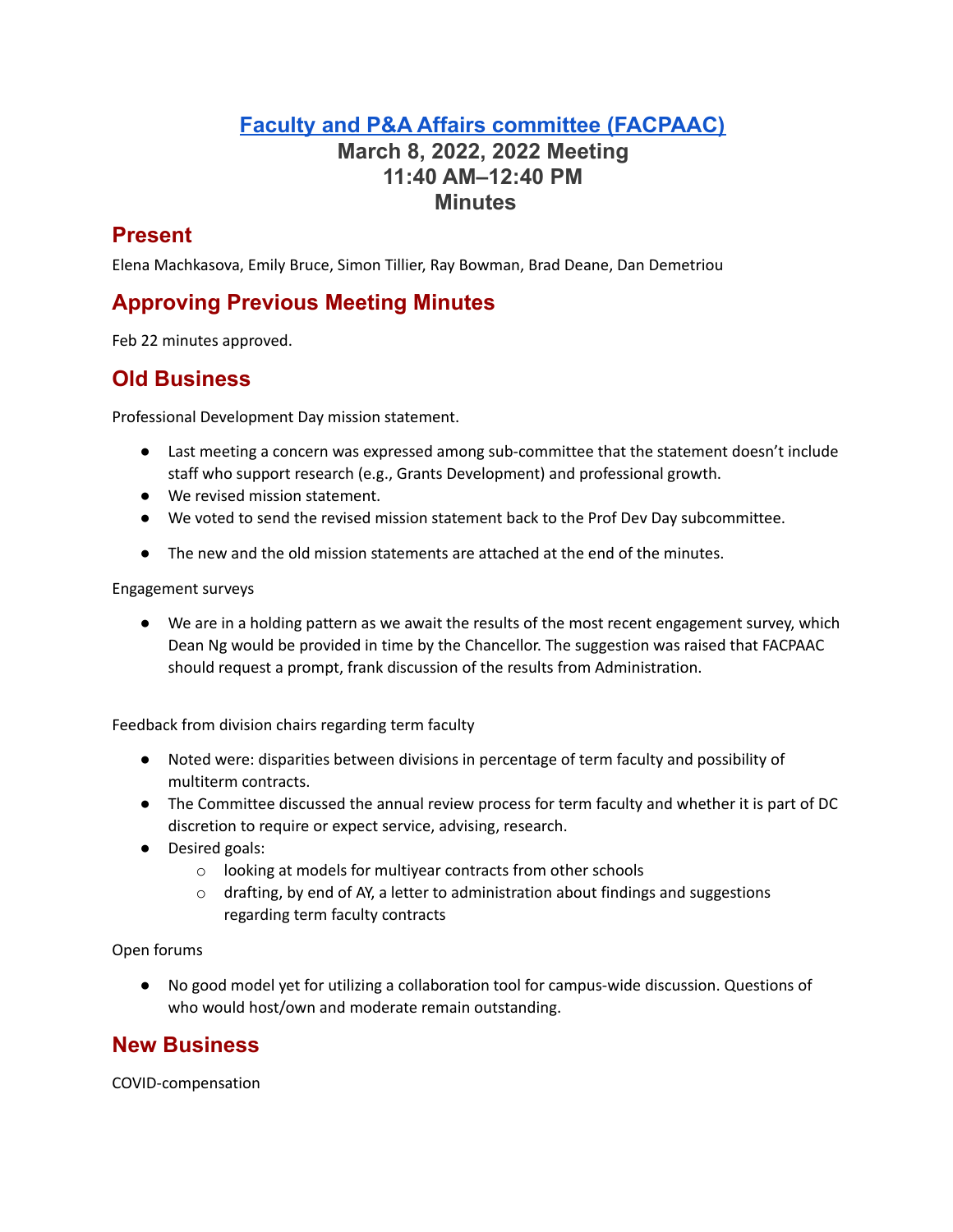# [Faculty and P&A Affairs committee (FACPAAC)](#)

## March 8, 2022, 2022 Meeting
## 11:40 AM–12:40 PM
## Minutes

## Present

Elena Machkasova, Emily Bruce, Simon Tillier, Ray Bowman, Brad Deane, Dan Demetriou

## Approving Previous Meeting Minutes

Feb 22 minutes approved.

## Old Business

Professional Development Day mission statement.

- Last meeting a concern was expressed among sub-committee that the statement doesn't include staff who support research (e.g., Grants Development) and professional growth.
- We revised mission statement.
- We voted to send the revised mission statement back to the Prof Dev Day subcommittee.
- The new and the old mission statements are attached at the end of the minutes.

Engagement surveys

- We are in a holding pattern as we await the results of the most recent engagement survey, which Dean Ng would be provided in time by the Chancellor. The suggestion was raised that FACPAAC should request a prompt, frank discussion of the results from Administration.

Feedback from division chairs regarding term faculty

- Noted were: disparities between divisions in percentage of term faculty and possibility of multiterm contracts.
- The Committee discussed the annual review process for term faculty and whether it is part of DC discretion to require or expect service, advising, research.
- Desired goals:
  - looking at models for multiyear contracts from other schools
  - drafting, by end of AY, a letter to administration about findings and suggestions regarding term faculty contracts

Open forums

- No good model yet for utilizing a collaboration tool for campus-wide discussion. Questions of who would host/own and moderate remain outstanding.

## New Business

COVID-compensation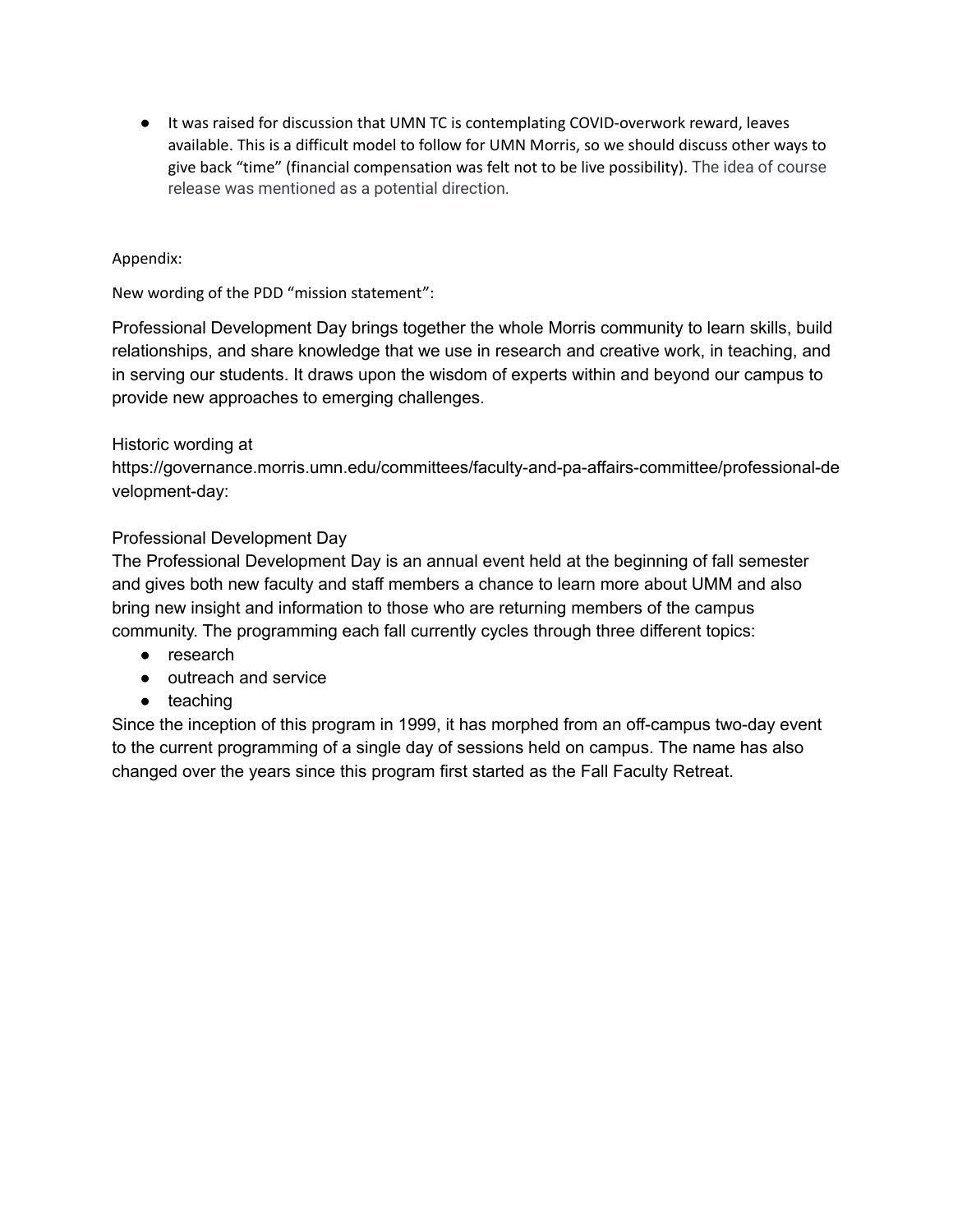- It was raised for discussion that UMN TC is contemplating COVID-overwork reward, leaves available. This is a difficult model to follow for UMN Morris, so we should discuss other ways to give back "time" (financial compensation was felt not to be live possibility). The idea of course release was mentioned as a potential direction.

Appendix:

New wording of the PDD "mission statement":

Professional Development Day brings together the whole Morris community to learn skills, build relationships, and share knowledge that we use in research and creative work, in teaching, and in serving our students. It draws upon the wisdom of experts within and beyond our campus to provide new approaches to emerging challenges.

Historic wording at https://governance.morris.umn.edu/committees/faculty-and-pa-affairs-committee/professional-development-day:

Professional Development Day

The Professional Development Day is an annual event held at the beginning of fall semester and gives both new faculty and staff members a chance to learn more about UMM and also bring new insight and information to those who are returning members of the campus community. The programming each fall currently cycles through three different topics:

- research
- outreach and service
- teaching

Since the inception of this program in 1999, it has morphed from an off-campus two-day event to the current programming of a single day of sessions held on campus. The name has also changed over the years since this program first started as the Fall Faculty Retreat.